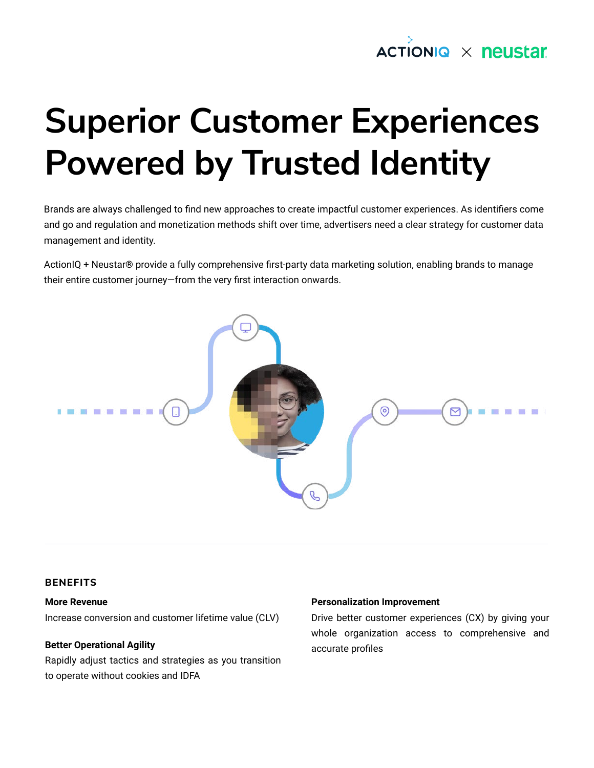ACTIONIQ × neustar

# Superior Customer Experiences Powered by Trusted Identity

Brands are always challenged to find new approaches to create impactful customer experiences. As identifiers come and go and regulation and monetization methods shift over time, advertisers need a clear strategy for customer data management and identity.

ActionIQ + Neustar® provide a fully comprehensive first-party data marketing solution, enabling brands to manage their entire customer journey—from the very first interaction onwards.

## BENEFITS

**More Revenue**

Increase conversion and customer lifetime value (CLV)

**Better Operational Agility**

Rapidly adjust tactics and strategies as you transition to operate without cookies and IDFA

**Personalization Improvement**

Drive better customer experiences (CX) by giving your whole organization access to comprehensive and accurate profiles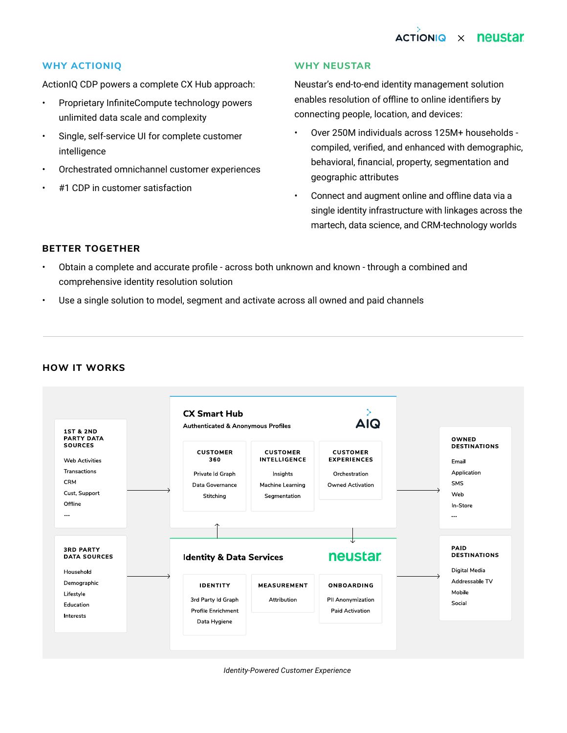## WHY ACTIONIQ

ActionIQ CDP powers a complete CX Hub approach:

- Proprietary InfiniteCompute technology powers unlimited data scale and complexity
- Single, self-service UI for complete customer intelligence
- Orchestrated omnichannel customer experiences
- #1 CDP in customer satisfaction

## WHY NEUSTAR

Neustar's end-to-end identity management solution enables resolution of offline to online identifiers by connecting people, location, and devices:

- Over 250M individuals across 125M+ households - compiled, verified, and enhanced with demographic, behavioral, financial, property, segmentation and geographic attributes
- Connect and augment online and offline data via a single identity infrastructure with linkages across the martech, data science, and CRM-technology worlds

## BETTER TOGETHER

- Obtain a complete and accurate profile - across both unknown and known - through a combined and comprehensive identity resolution solution
- Use a single solution to model, segment and activate across all owned and paid channels

---

## HOW IT WORKS

**1ST & 2ND PARTY DATA SOURCES**
Web Activities
Transactions
CRM
Cust. Support
Offline
...

**3RD PARTY DATA SOURCES**
Household
Demographic
Lifestyle
Education
Interests

**CX Smart Hub** (AIQ)
Authenticated & Anonymous Profiles

| CUSTOMER 360 | CUSTOMER INTELLIGENCE | CUSTOMER EXPERIENCES |
|---|---|---|
| Private Id Graph | Insights | Orchestration |
| Data Governance | Machine Learning | Owned Activation |
| Stitching | Segmentation | |

**Identity & Data Services** (neustar)

| IDENTITY | MEASUREMENT | ONBOARDING |
|---|---|---|
| 3rd Party Id Graph | Attribution | PII Anonymization |
| Profile Enrichment | | Paid Activation |
| Data Hygiene | | |

**OWNED DESTINATIONS**
Email
Application
SMS
Web
In-Store
...

**PAID DESTINATIONS**
Digital Media
Addressable TV
Mobile
Social

*Identity-Powered Customer Experience*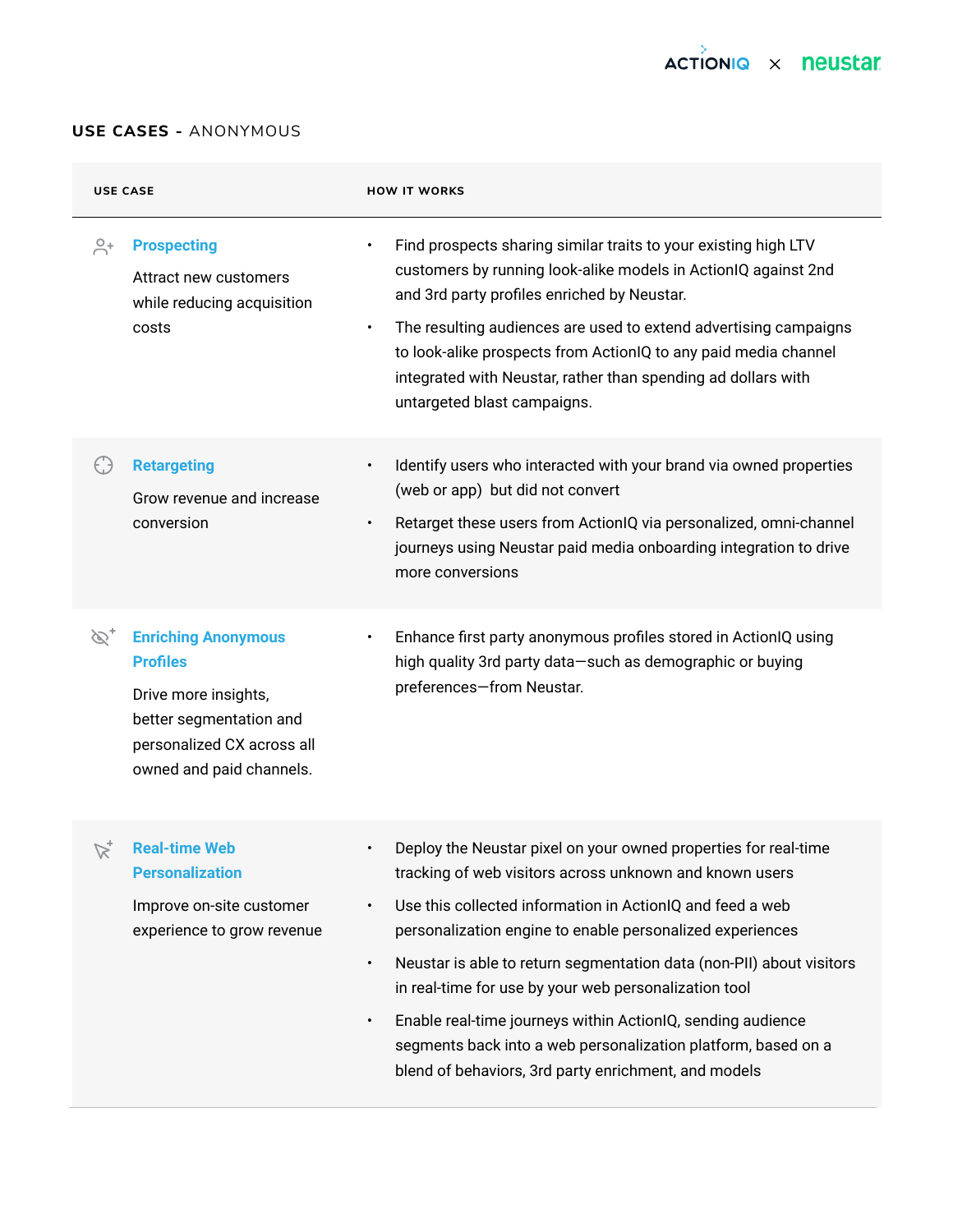## USE CASES - ANONYMOUS

| USE CASE | HOW IT WORKS |
| --- | --- |
| **Prospecting**<br>Attract new customers while reducing acquisition costs | • Find prospects sharing similar traits to your existing high LTV customers by running look-alike models in ActionIQ against 2nd and 3rd party profiles enriched by Neustar.<br>• The resulting audiences are used to extend advertising campaigns to look-alike prospects from ActionIQ to any paid media channel integrated with Neustar, rather than spending ad dollars with untargeted blast campaigns. |
| **Retargeting**<br>Grow revenue and increase conversion | • Identify users who interacted with your brand via owned properties (web or app) but did not convert<br>• Retarget these users from ActionIQ via personalized, omni-channel journeys using Neustar paid media onboarding integration to drive more conversions |
| **Enriching Anonymous Profiles**<br>Drive more insights, better segmentation and personalized CX across all owned and paid channels. | • Enhance first party anonymous profiles stored in ActionIQ using high quality 3rd party data—such as demographic or buying preferences—from Neustar. |
| **Real-time Web Personalization**<br>Improve on-site customer experience to grow revenue | • Deploy the Neustar pixel on your owned properties for real-time tracking of web visitors across unknown and known users<br>• Use this collected information in ActionIQ and feed a web personalization engine to enable personalized experiences<br>• Neustar is able to return segmentation data (non-PII) about visitors in real-time for use by your web personalization tool<br>• Enable real-time journeys within ActionIQ, sending audience segments back into a web personalization platform, based on a blend of behaviors, 3rd party enrichment, and models |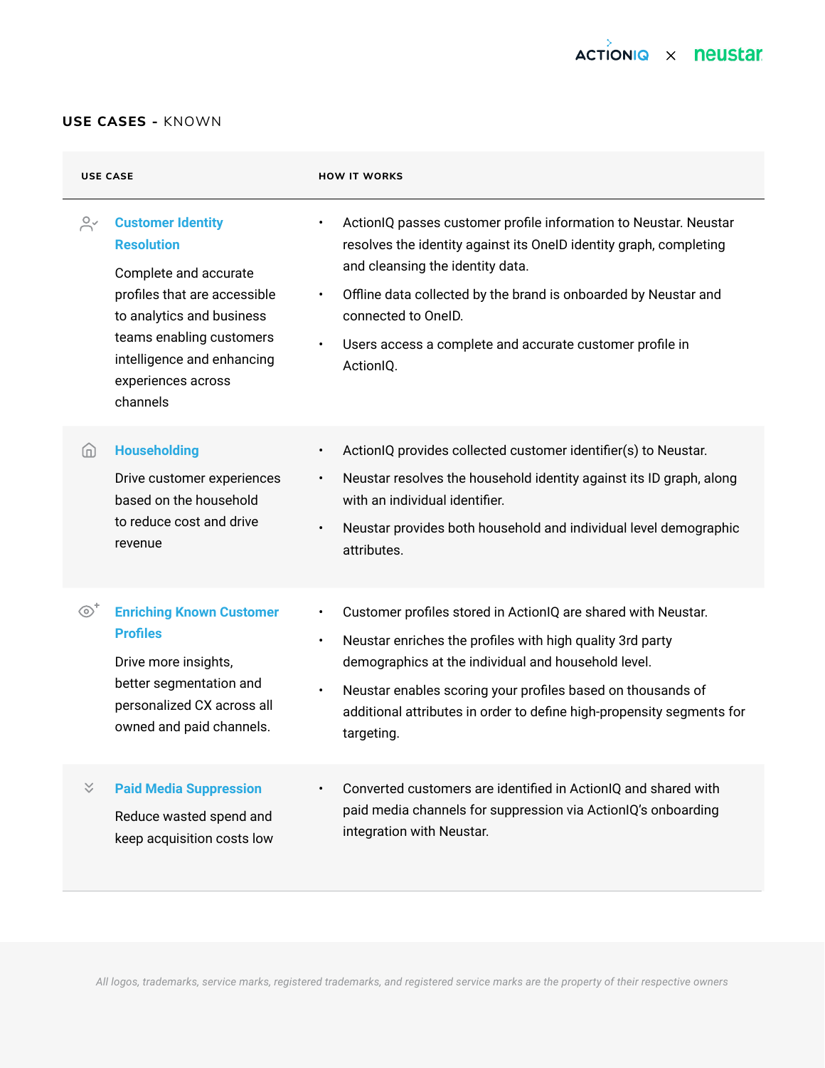## USE CASES - KNOWN

| USE CASE | HOW IT WORKS |
| --- | --- |
| **Customer Identity Resolution**<br>Complete and accurate profiles that are accessible to analytics and business teams enabling customers intelligence and enhancing experiences across channels | • ActionIQ passes customer profile information to Neustar. Neustar resolves the identity against its OneID identity graph, completing and cleansing the identity data.<br>• Offline data collected by the brand is onboarded by Neustar and connected to OneID.<br>• Users access a complete and accurate customer profile in ActionIQ. |
| **Householding**<br>Drive customer experiences based on the household to reduce cost and drive revenue | • ActionIQ provides collected customer identifier(s) to Neustar.<br>• Neustar resolves the household identity against its ID graph, along with an individual identifier.<br>• Neustar provides both household and individual level demographic attributes. |
| **Enriching Known Customer Profiles**<br>Drive more insights, better segmentation and personalized CX across all owned and paid channels. | • Customer profiles stored in ActionIQ are shared with Neustar.<br>• Neustar enriches the profiles with high quality 3rd party demographics at the individual and household level.<br>• Neustar enables scoring your profiles based on thousands of additional attributes in order to define high-propensity segments for targeting. |
| **Paid Media Suppression**<br>Reduce wasted spend and keep acquisition costs low | • Converted customers are identified in ActionIQ and shared with paid media channels for suppression via ActionIQ's onboarding integration with Neustar. |

*All logos, trademarks, service marks, registered trademarks, and registered service marks are the property of their respective owners*